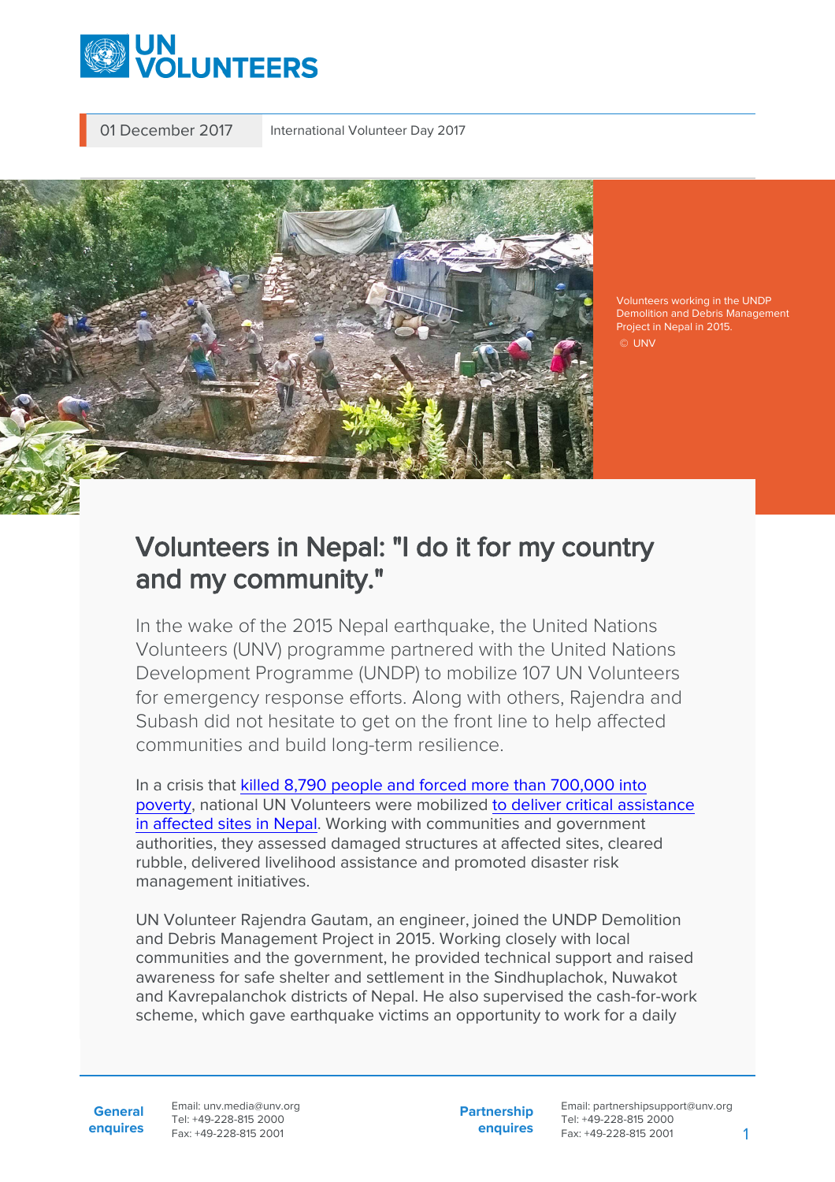01 December 2017 | International Volunteer Day 2017

Volunteers working in the UNDP Demolition and Debris Management Project in Nepal in 2015. © UNV

# Volunteers in Nepal: "I do it for my country and my community."

In the wake of the 2015 Nepal earthquake, the United Nations Volunteers (UNV) programme partnered with the United Nations Development Programme (UNDP) to mobilize 107 UN Volunteers for emergency response efforts. Along with others, Rajendra and Subash did not hesitate to get on the front line to help affected communities and build long-term resilience.

In a crisis that killed 8,790 people and forced more than 700,000 into poverty, national UN Volunteers were mobilized to deliver critical assistance in affected sites in Nepal. Working with communities and government authorities, they assessed damaged structures at affected sites, cleared rubble, delivered livelihood assistance and promoted disaster risk management initiatives.

UN Volunteer Rajendra Gautam, an engineer, joined the UNDP Demolition and Debris Management Project in 2015. Working closely with local communities and the government, he provided technical support and raised awareness for safe shelter and settlement in the Sindhuplachok, Nuwakot and Kavrepalanchok districts of Nepal. He also supervised the cash-for-work scheme, which gave earthquake victims an opportunity to work for a daily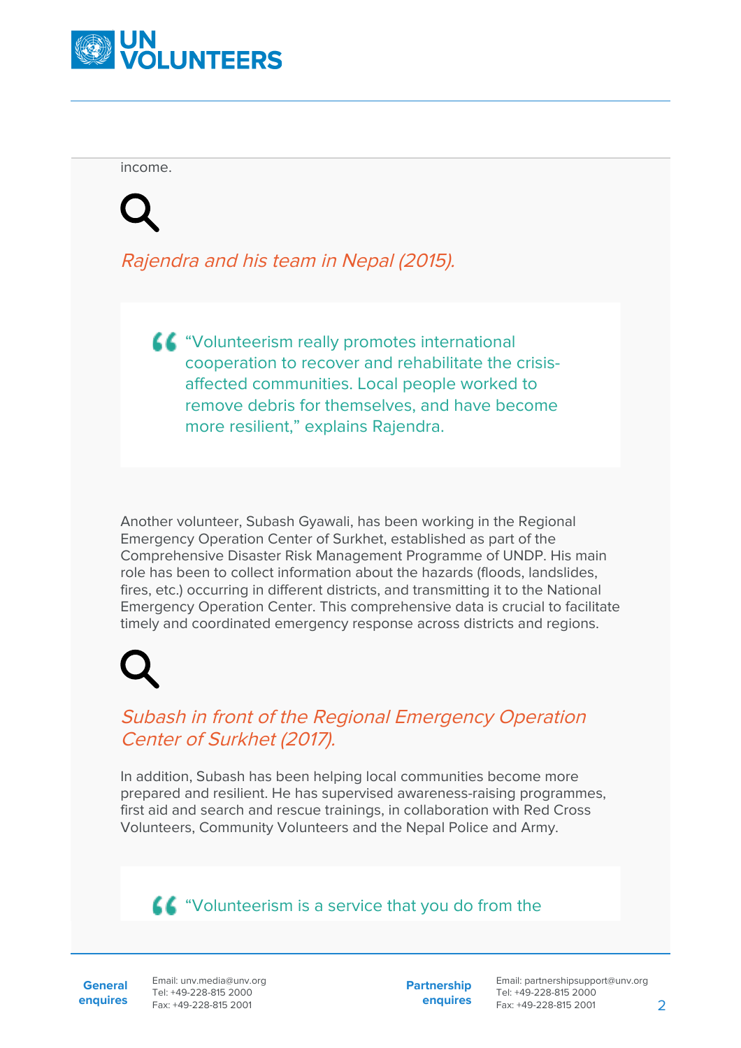income.

*Rajendra and his team in Nepal (2015).*

> “Volunteerism really promotes international cooperation to recover and rehabilitate the crisis-affected communities. Local people worked to remove debris for themselves, and have become more resilient,” explains Rajendra.

Another volunteer, Subash Gyawali, has been working in the Regional Emergency Operation Center of Surkhet, established as part of the Comprehensive Disaster Risk Management Programme of UNDP. His main role has been to collect information about the hazards (floods, landslides, fires, etc.) occurring in different districts, and transmitting it to the National Emergency Operation Center. This comprehensive data is crucial to facilitate timely and coordinated emergency response across districts and regions.

*Subash in front of the Regional Emergency Operation Center of Surkhet (2017).*

In addition, Subash has been helping local communities become more prepared and resilient. He has supervised awareness-raising programmes, first aid and search and rescue trainings, in collaboration with Red Cross Volunteers, Community Volunteers and the Nepal Police and Army.

> “Volunteerism is a service that you do from the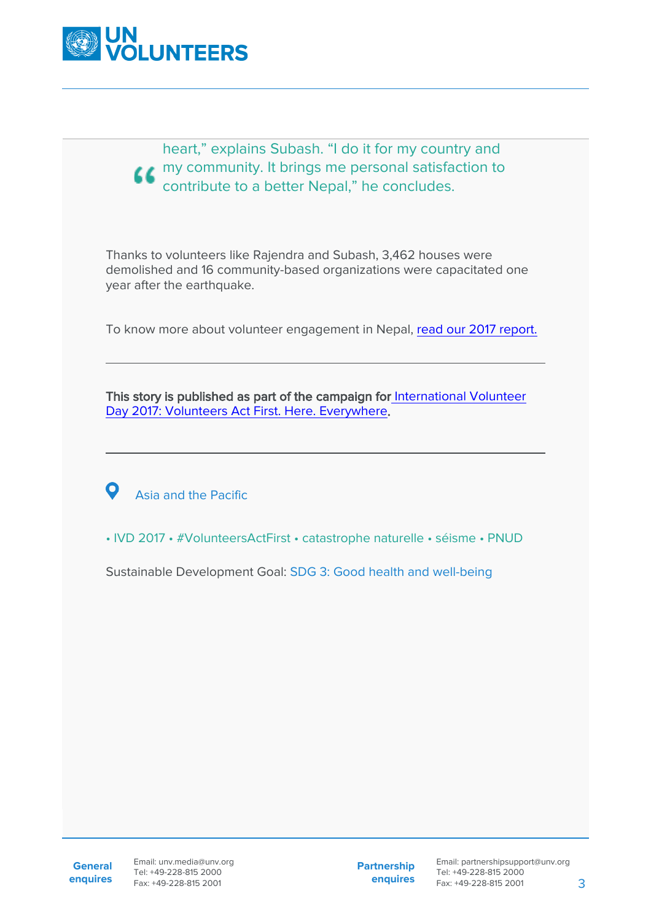> heart," explains Subash. "I do it for my country and my community. It brings me personal satisfaction to contribute to a better Nepal," he concludes.

Thanks to volunteers like Rajendra and Subash, 3,462 houses were demolished and 16 community-based organizations were capacitated one year after the earthquake.

To know more about volunteer engagement in Nepal, read our 2017 report.

---

This story is published as part of the campaign for International Volunteer Day 2017: Volunteers Act First. Here. Everywhere.

---

Asia and the Pacific

• IVD 2017 • #VolunteersActFirst • catastrophe naturelle • séisme • PNUD

Sustainable Development Goal: SDG 3: Good health and well-being

**General enquires**
Email: unv.media@unv.org
Tel: +49-228-815 2000
Fax: +49-228-815 2001

**Partnership enquires**
Email: partnershipsupport@unv.org
Tel: +49-228-815 2000
Fax: +49-228-815 2001